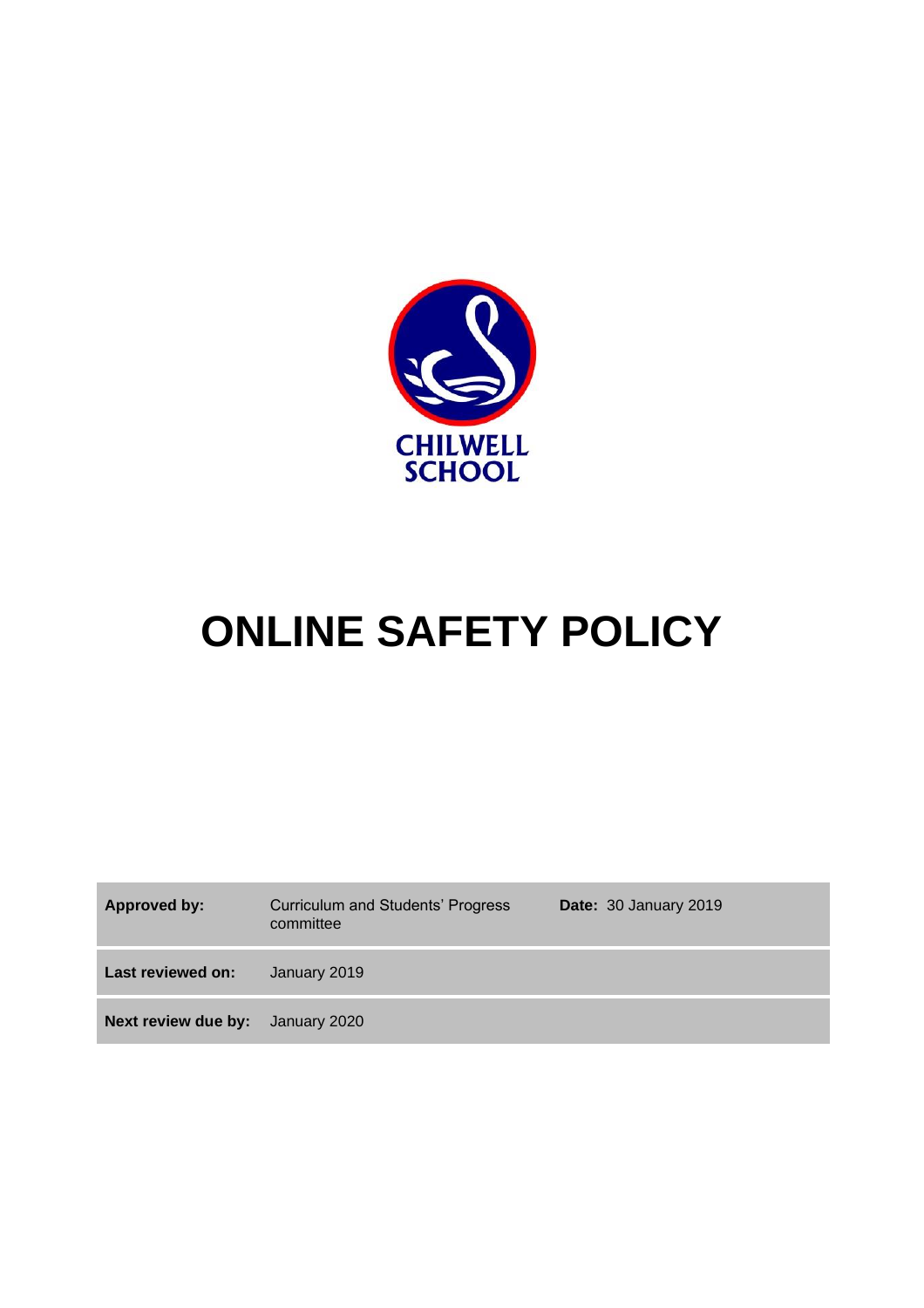CHILWELL SCHOOL

# ONLINE SAFETY POLICY

| **Approved by:** | Curriculum and Students' Progress committee | **Date:** 30 January 2019 |
|---|---|---|
| **Last reviewed on:** | January 2019 | |
| **Next review due by:** | January 2020 | |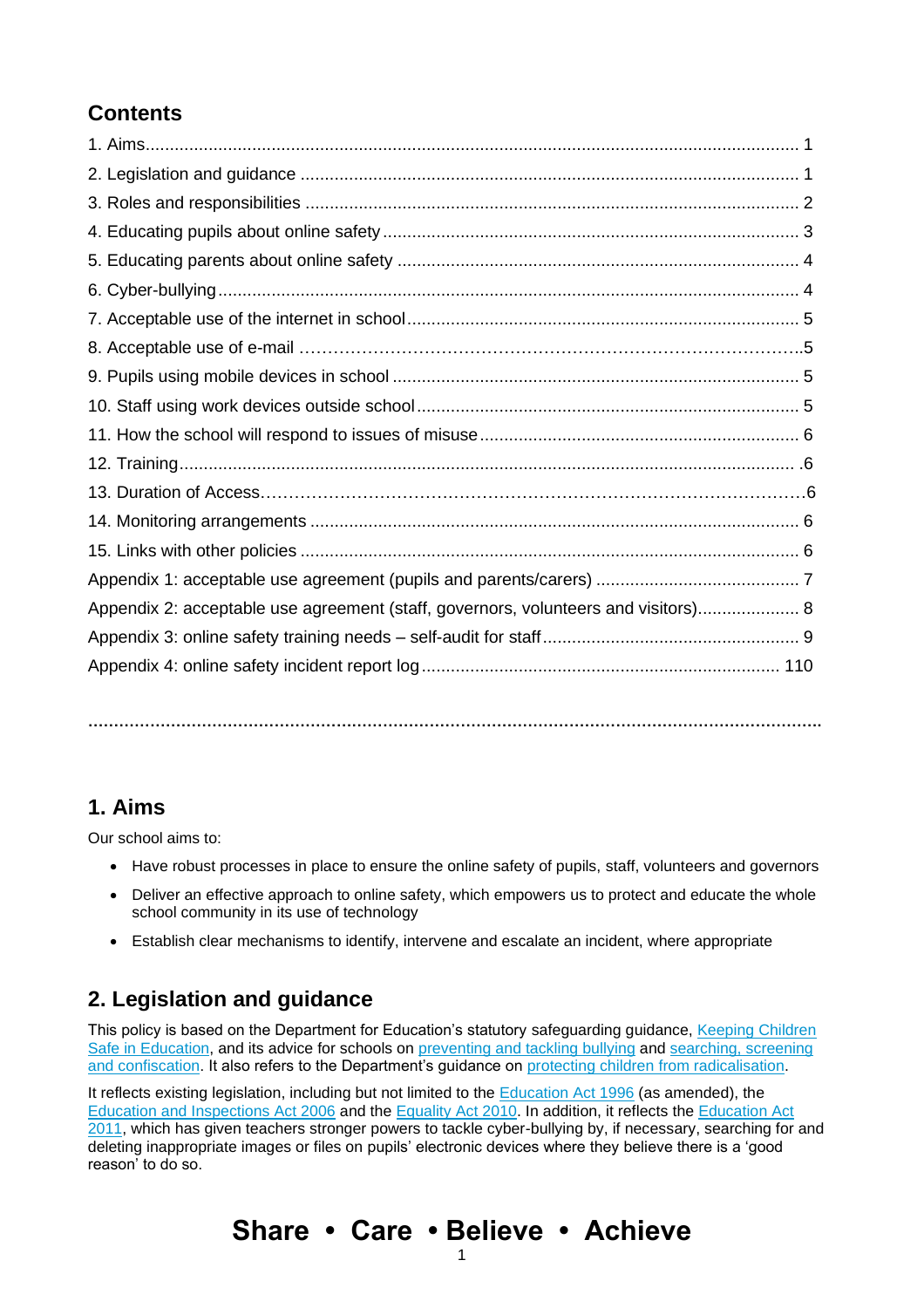## Contents

1. Aims...................................................................................................................................... 1
2. Legislation and guidance ...................................................................................................... 1
3. Roles and responsibilities ..................................................................................................... 2
4. Educating pupils about online safety ..................................................................................... 3
5. Educating parents about online safety .................................................................................. 4
6. Cyber-bullying ....................................................................................................................... 4
7. Acceptable use of the internet in school ................................................................................ 5
8. Acceptable use of e-mail ……………………………………………………………………………..5
9. Pupils using mobile devices in school ................................................................................... 5
10. Staff using work devices outside school .............................................................................. 5
11. How the school will respond to issues of misuse .................................................................. 6
12. Training ............................................................................................................................. .6
13. Duration of Access………………………………………………………………………………….6
14. Monitoring arrangements .................................................................................................... 6
15. Links with other policies ...................................................................................................... 6
Appendix 1: acceptable use agreement (pupils and parents/carers) .......................................... 7
Appendix 2: acceptable use agreement (staff, governors, volunteers and visitors)..................... 8
Appendix 3: online safety training needs – self-audit for staff .................................................... 9
Appendix 4: online safety incident report log ......................................................................... 110

## 1. Aims

Our school aims to:

- Have robust processes in place to ensure the online safety of pupils, staff, volunteers and governors
- Deliver an effective approach to online safety, which empowers us to protect and educate the whole school community in its use of technology
- Establish clear mechanisms to identify, intervene and escalate an incident, where appropriate

## 2. Legislation and guidance

This policy is based on the Department for Education's statutory safeguarding guidance, Keeping Children Safe in Education, and its advice for schools on preventing and tackling bullying and searching, screening and confiscation. It also refers to the Department's guidance on protecting children from radicalisation.

It reflects existing legislation, including but not limited to the Education Act 1996 (as amended), the Education and Inspections Act 2006 and the Equality Act 2010. In addition, it reflects the Education Act 2011, which has given teachers stronger powers to tackle cyber-bullying by, if necessary, searching for and deleting inappropriate images or files on pupils' electronic devices where they believe there is a 'good reason' to do so.

**Share • Care • Believe • Achieve**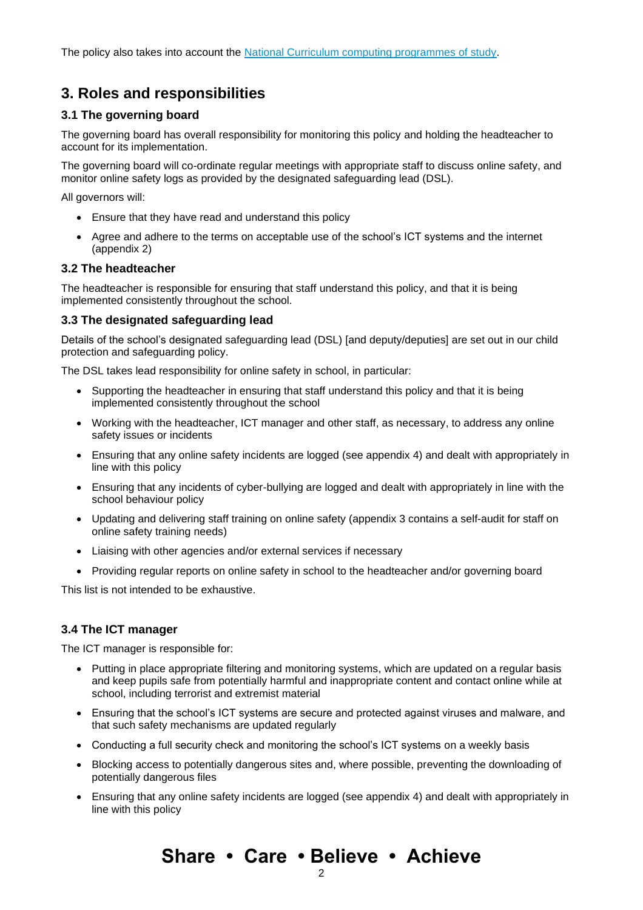The policy also takes into account the [National Curriculum computing programmes of study](#).

## 3. Roles and responsibilities

### 3.1 The governing board

The governing board has overall responsibility for monitoring this policy and holding the headteacher to account for its implementation.

The governing board will co-ordinate regular meetings with appropriate staff to discuss online safety, and monitor online safety logs as provided by the designated safeguarding lead (DSL).

All governors will:

- Ensure that they have read and understand this policy
- Agree and adhere to the terms on acceptable use of the school's ICT systems and the internet (appendix 2)

### 3.2 The headteacher

The headteacher is responsible for ensuring that staff understand this policy, and that it is being implemented consistently throughout the school.

### 3.3 The designated safeguarding lead

Details of the school's designated safeguarding lead (DSL) [and deputy/deputies] are set out in our child protection and safeguarding policy.

The DSL takes lead responsibility for online safety in school, in particular:

- Supporting the headteacher in ensuring that staff understand this policy and that it is being implemented consistently throughout the school
- Working with the headteacher, ICT manager and other staff, as necessary, to address any online safety issues or incidents
- Ensuring that any online safety incidents are logged (see appendix 4) and dealt with appropriately in line with this policy
- Ensuring that any incidents of cyber-bullying are logged and dealt with appropriately in line with the school behaviour policy
- Updating and delivering staff training on online safety (appendix 3 contains a self-audit for staff on online safety training needs)
- Liaising with other agencies and/or external services if necessary
- Providing regular reports on online safety in school to the headteacher and/or governing board

This list is not intended to be exhaustive.

### 3.4 The ICT manager

The ICT manager is responsible for:

- Putting in place appropriate filtering and monitoring systems, which are updated on a regular basis and keep pupils safe from potentially harmful and inappropriate content and contact online while at school, including terrorist and extremist material
- Ensuring that the school's ICT systems are secure and protected against viruses and malware, and that such safety mechanisms are updated regularly
- Conducting a full security check and monitoring the school's ICT systems on a weekly basis
- Blocking access to potentially dangerous sites and, where possible, preventing the downloading of potentially dangerous files
- Ensuring that any online safety incidents are logged (see appendix 4) and dealt with appropriately in line with this policy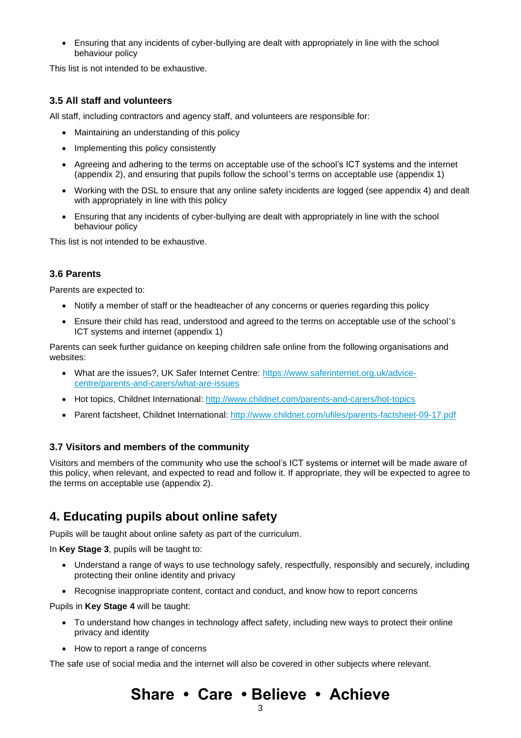- Ensuring that any incidents of cyber-bullying are dealt with appropriately in line with the school behaviour policy

This list is not intended to be exhaustive.

### 3.5 All staff and volunteers

All staff, including contractors and agency staff, and volunteers are responsible for:

- Maintaining an understanding of this policy
- Implementing this policy consistently
- Agreeing and adhering to the terms on acceptable use of the school's ICT systems and the internet (appendix 2), and ensuring that pupils follow the school's terms on acceptable use (appendix 1)
- Working with the DSL to ensure that any online safety incidents are logged (see appendix 4) and dealt with appropriately in line with this policy
- Ensuring that any incidents of cyber-bullying are dealt with appropriately in line with the school behaviour policy

This list is not intended to be exhaustive.

### 3.6 Parents

Parents are expected to:

- Notify a member of staff or the headteacher of any concerns or queries regarding this policy
- Ensure their child has read, understood and agreed to the terms on acceptable use of the school's ICT systems and internet (appendix 1)

Parents can seek further guidance on keeping children safe online from the following organisations and websites:

- What are the issues?, UK Safer Internet Centre: [https://www.saferinternet.org.uk/advice-centre/parents-and-carers/what-are-issues](https://www.saferinternet.org.uk/advice-centre/parents-and-carers/what-are-issues)
- Hot topics, Childnet International: [http://www.childnet.com/parents-and-carers/hot-topics](http://www.childnet.com/parents-and-carers/hot-topics)
- Parent factsheet, Childnet International: [http://www.childnet.com/ufiles/parents-factsheet-09-17.pdf](http://www.childnet.com/ufiles/parents-factsheet-09-17.pdf)

### 3.7 Visitors and members of the community

Visitors and members of the community who use the school's ICT systems or internet will be made aware of this policy, when relevant, and expected to read and follow it. If appropriate, they will be expected to agree to the terms on acceptable use (appendix 2).

## 4. Educating pupils about online safety

Pupils will be taught about online safety as part of the curriculum.

In **Key Stage 3**, pupils will be taught to:

- Understand a range of ways to use technology safely, respectfully, responsibly and securely, including protecting their online identity and privacy
- Recognise inappropriate content, contact and conduct, and know how to report concerns

Pupils in **Key Stage 4** will be taught:

- To understand how changes in technology affect safety, including new ways to protect their online privacy and identity
- How to report a range of concerns

The safe use of social media and the internet will also be covered in other subjects where relevant.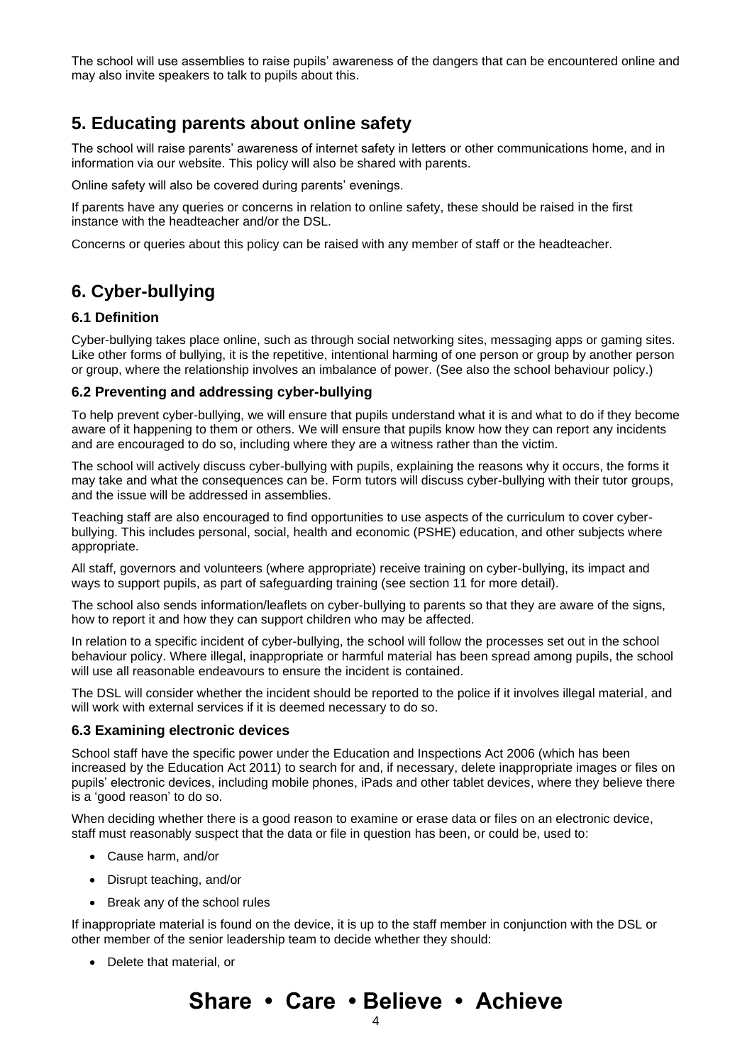The school will use assemblies to raise pupils' awareness of the dangers that can be encountered online and may also invite speakers to talk to pupils about this.

## 5. Educating parents about online safety

The school will raise parents' awareness of internet safety in letters or other communications home, and in information via our website. This policy will also be shared with parents.

Online safety will also be covered during parents' evenings.

If parents have any queries or concerns in relation to online safety, these should be raised in the first instance with the headteacher and/or the DSL.

Concerns or queries about this policy can be raised with any member of staff or the headteacher.

## 6. Cyber-bullying

### 6.1 Definition

Cyber-bullying takes place online, such as through social networking sites, messaging apps or gaming sites. Like other forms of bullying, it is the repetitive, intentional harming of one person or group by another person or group, where the relationship involves an imbalance of power. (See also the school behaviour policy.)

### 6.2 Preventing and addressing cyber-bullying

To help prevent cyber-bullying, we will ensure that pupils understand what it is and what to do if they become aware of it happening to them or others. We will ensure that pupils know how they can report any incidents and are encouraged to do so, including where they are a witness rather than the victim.

The school will actively discuss cyber-bullying with pupils, explaining the reasons why it occurs, the forms it may take and what the consequences can be. Form tutors will discuss cyber-bullying with their tutor groups, and the issue will be addressed in assemblies.

Teaching staff are also encouraged to find opportunities to use aspects of the curriculum to cover cyber-bullying. This includes personal, social, health and economic (PSHE) education, and other subjects where appropriate.

All staff, governors and volunteers (where appropriate) receive training on cyber-bullying, its impact and ways to support pupils, as part of safeguarding training (see section 11 for more detail).

The school also sends information/leaflets on cyber-bullying to parents so that they are aware of the signs, how to report it and how they can support children who may be affected.

In relation to a specific incident of cyber-bullying, the school will follow the processes set out in the school behaviour policy. Where illegal, inappropriate or harmful material has been spread among pupils, the school will use all reasonable endeavours to ensure the incident is contained.

The DSL will consider whether the incident should be reported to the police if it involves illegal material, and will work with external services if it is deemed necessary to do so.

### 6.3 Examining electronic devices

School staff have the specific power under the Education and Inspections Act 2006 (which has been increased by the Education Act 2011) to search for and, if necessary, delete inappropriate images or files on pupils' electronic devices, including mobile phones, iPads and other tablet devices, where they believe there is a 'good reason' to do so.

When deciding whether there is a good reason to examine or erase data or files on an electronic device, staff must reasonably suspect that the data or file in question has been, or could be, used to:

- Cause harm, and/or
- Disrupt teaching, and/or
- Break any of the school rules

If inappropriate material is found on the device, it is up to the staff member in conjunction with the DSL or other member of the senior leadership team to decide whether they should:

- Delete that material, or

**Share • Care • Believe • Achieve**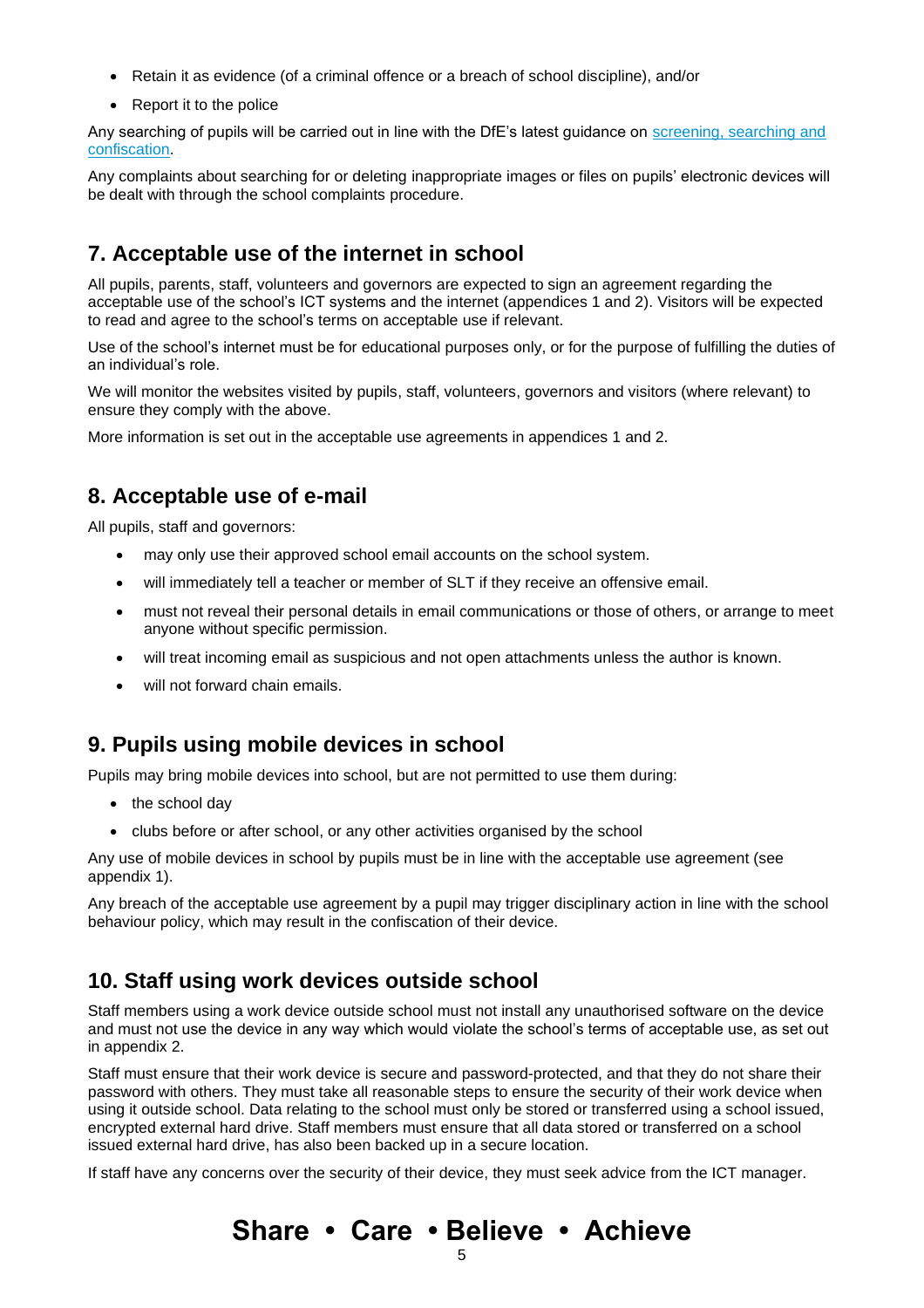- Retain it as evidence (of a criminal offence or a breach of school discipline), and/or
- Report it to the police

Any searching of pupils will be carried out in line with the DfE's latest guidance on [screening, searching and confiscation](screening, searching and confiscation).

Any complaints about searching for or deleting inappropriate images or files on pupils' electronic devices will be dealt with through the school complaints procedure.

## 7. Acceptable use of the internet in school

All pupils, parents, staff, volunteers and governors are expected to sign an agreement regarding the acceptable use of the school's ICT systems and the internet (appendices 1 and 2). Visitors will be expected to read and agree to the school's terms on acceptable use if relevant.

Use of the school's internet must be for educational purposes only, or for the purpose of fulfilling the duties of an individual's role.

We will monitor the websites visited by pupils, staff, volunteers, governors and visitors (where relevant) to ensure they comply with the above.

More information is set out in the acceptable use agreements in appendices 1 and 2.

## 8. Acceptable use of e-mail

All pupils, staff and governors:

- may only use their approved school email accounts on the school system.
- will immediately tell a teacher or member of SLT if they receive an offensive email.
- must not reveal their personal details in email communications or those of others, or arrange to meet anyone without specific permission.
- will treat incoming email as suspicious and not open attachments unless the author is known.
- will not forward chain emails.

## 9. Pupils using mobile devices in school

Pupils may bring mobile devices into school, but are not permitted to use them during:

- the school day
- clubs before or after school, or any other activities organised by the school

Any use of mobile devices in school by pupils must be in line with the acceptable use agreement (see appendix 1).

Any breach of the acceptable use agreement by a pupil may trigger disciplinary action in line with the school behaviour policy, which may result in the confiscation of their device.

## 10. Staff using work devices outside school

Staff members using a work device outside school must not install any unauthorised software on the device and must not use the device in any way which would violate the school's terms of acceptable use, as set out in appendix 2.

Staff must ensure that their work device is secure and password-protected, and that they do not share their password with others. They must take all reasonable steps to ensure the security of their work device when using it outside school. Data relating to the school must only be stored or transferred using a school issued, encrypted external hard drive. Staff members must ensure that all data stored or transferred on a school issued external hard drive, has also been backed up in a secure location.

If staff have any concerns over the security of their device, they must seek advice from the ICT manager.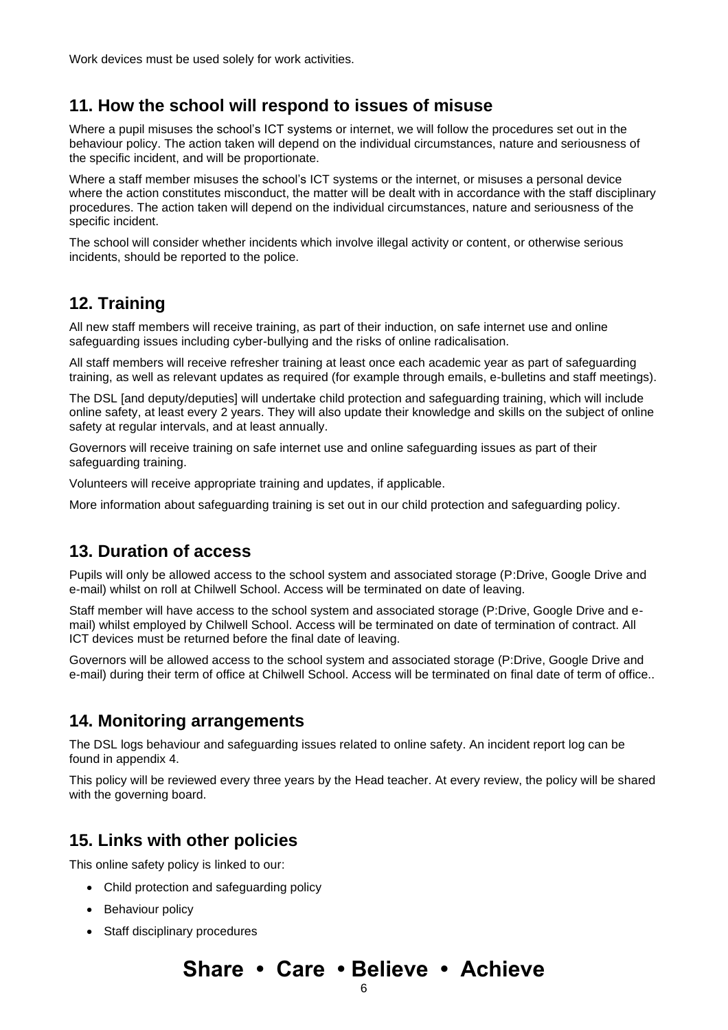Work devices must be used solely for work activities.

## 11. How the school will respond to issues of misuse

Where a pupil misuses the school's ICT systems or internet, we will follow the procedures set out in the behaviour policy. The action taken will depend on the individual circumstances, nature and seriousness of the specific incident, and will be proportionate.

Where a staff member misuses the school's ICT systems or the internet, or misuses a personal device where the action constitutes misconduct, the matter will be dealt with in accordance with the staff disciplinary procedures. The action taken will depend on the individual circumstances, nature and seriousness of the specific incident.

The school will consider whether incidents which involve illegal activity or content, or otherwise serious incidents, should be reported to the police.

## 12. Training

All new staff members will receive training, as part of their induction, on safe internet use and online safeguarding issues including cyber-bullying and the risks of online radicalisation.

All staff members will receive refresher training at least once each academic year as part of safeguarding training, as well as relevant updates as required (for example through emails, e-bulletins and staff meetings).

The DSL [and deputy/deputies] will undertake child protection and safeguarding training, which will include online safety, at least every 2 years. They will also update their knowledge and skills on the subject of online safety at regular intervals, and at least annually.

Governors will receive training on safe internet use and online safeguarding issues as part of their safeguarding training.

Volunteers will receive appropriate training and updates, if applicable.

More information about safeguarding training is set out in our child protection and safeguarding policy.

## 13. Duration of access

Pupils will only be allowed access to the school system and associated storage (P:Drive, Google Drive and e-mail) whilst on roll at Chilwell School. Access will be terminated on date of leaving.

Staff member will have access to the school system and associated storage (P:Drive, Google Drive and e-mail) whilst employed by Chilwell School. Access will be terminated on date of termination of contract. All ICT devices must be returned before the final date of leaving.

Governors will be allowed access to the school system and associated storage (P:Drive, Google Drive and e-mail) during their term of office at Chilwell School. Access will be terminated on final date of term of office..

## 14. Monitoring arrangements

The DSL logs behaviour and safeguarding issues related to online safety. An incident report log can be found in appendix 4.

This policy will be reviewed every three years by the Head teacher. At every review, the policy will be shared with the governing board.

## 15. Links with other policies

This online safety policy is linked to our:

- Child protection and safeguarding policy
- Behaviour policy
- Staff disciplinary procedures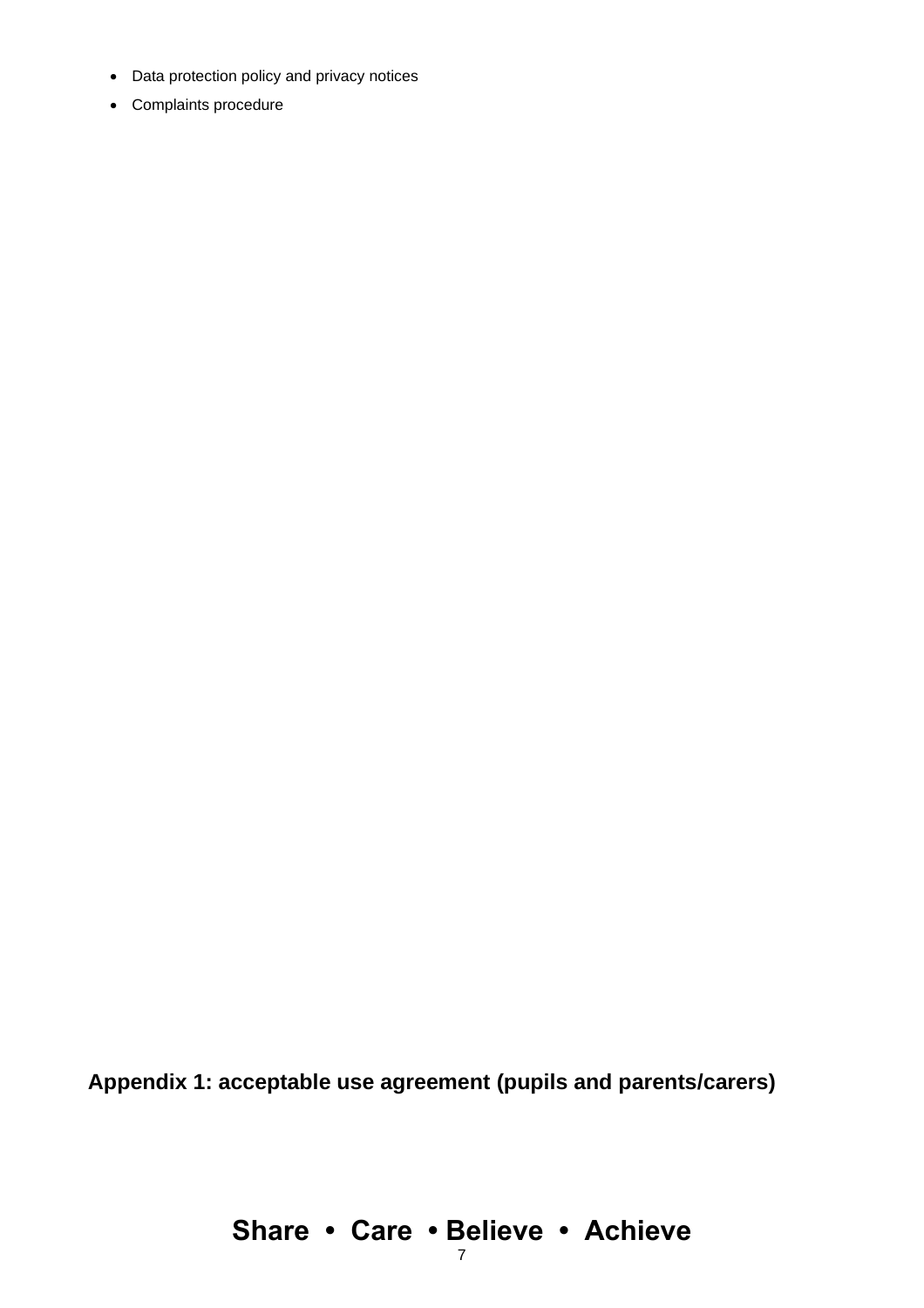- Data protection policy and privacy notices
- Complaints procedure

## Appendix 1: acceptable use agreement (pupils and parents/carers)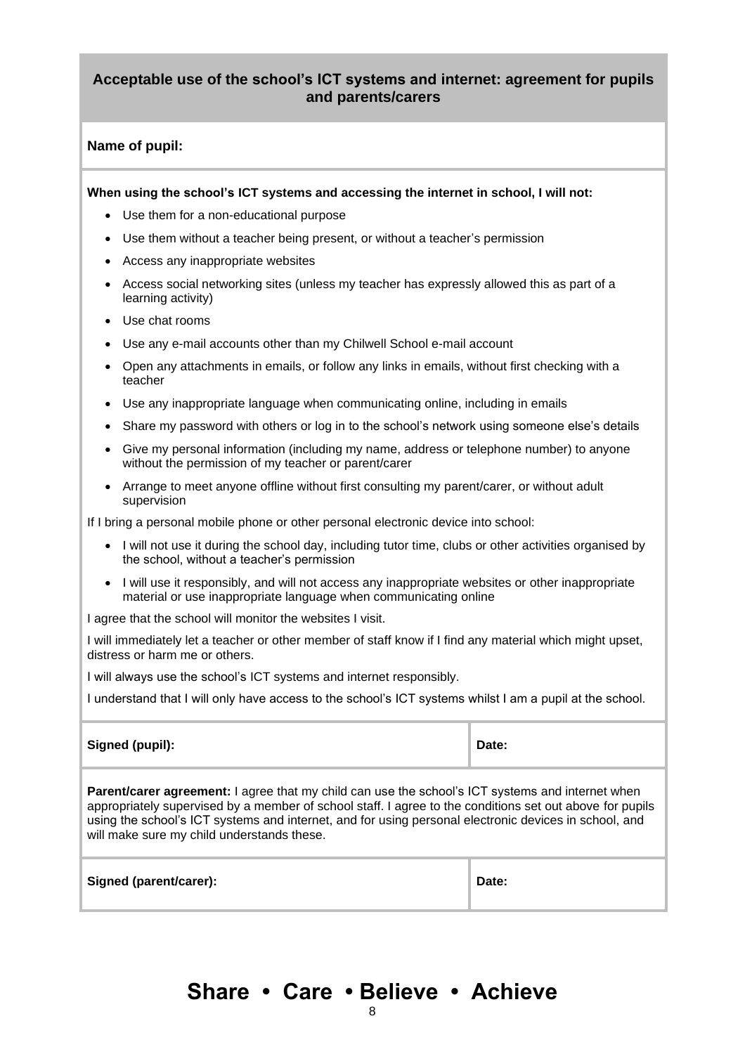## Acceptable use of the school's ICT systems and internet: agreement for pupils and parents/carers

**Name of pupil:**

**When using the school's ICT systems and accessing the internet in school, I will not:**

- Use them for a non-educational purpose
- Use them without a teacher being present, or without a teacher's permission
- Access any inappropriate websites
- Access social networking sites (unless my teacher has expressly allowed this as part of a learning activity)
- Use chat rooms
- Use any e-mail accounts other than my Chilwell School e-mail account
- Open any attachments in emails, or follow any links in emails, without first checking with a teacher
- Use any inappropriate language when communicating online, including in emails
- Share my password with others or log in to the school's network using someone else's details
- Give my personal information (including my name, address or telephone number) to anyone without the permission of my teacher or parent/carer
- Arrange to meet anyone offline without first consulting my parent/carer, or without adult supervision

If I bring a personal mobile phone or other personal electronic device into school:

- I will not use it during the school day, including tutor time, clubs or other activities organised by the school, without a teacher's permission
- I will use it responsibly, and will not access any inappropriate websites or other inappropriate material or use inappropriate language when communicating online

I agree that the school will monitor the websites I visit.

I will immediately let a teacher or other member of staff know if I find any material which might upset, distress or harm me or others.

I will always use the school's ICT systems and internet responsibly.

I understand that I will only have access to the school's ICT systems whilst I am a pupil at the school.

| **Signed (pupil):** | **Date:** |
|---|---|

**Parent/carer agreement:** I agree that my child can use the school's ICT systems and internet when appropriately supervised by a member of school staff. I agree to the conditions set out above for pupils using the school's ICT systems and internet, and for using personal electronic devices in school, and will make sure my child understands these.

| **Signed (parent/carer):** | **Date:** |
|---|---|

**Share • Care • Believe • Achieve**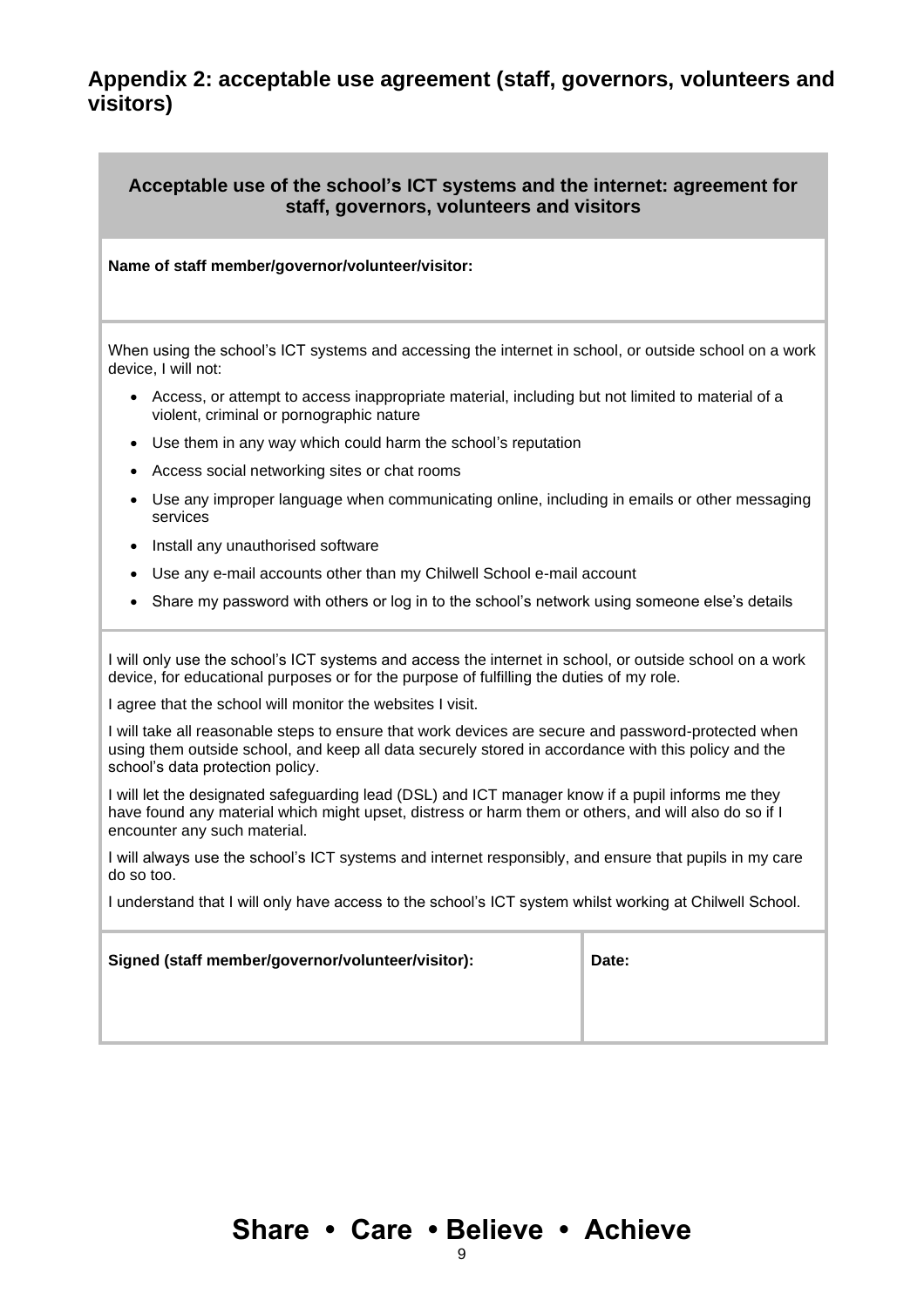## Appendix 2: acceptable use agreement (staff, governors, volunteers and visitors)

| **Acceptable use of the school's ICT systems and the internet: agreement for staff, governors, volunteers and visitors** | |
|---|---|
| **Name of staff member/governor/volunteer/visitor:** | |
| When using the school's ICT systems and accessing the internet in school, or outside school on a work device, I will not:<br>• Access, or attempt to access inappropriate material, including but not limited to material of a violent, criminal or pornographic nature<br>• Use them in any way which could harm the school's reputation<br>• Access social networking sites or chat rooms<br>• Use any improper language when communicating online, including in emails or other messaging services<br>• Install any unauthorised software<br>• Use any e-mail accounts other than my Chilwell School e-mail account<br>• Share my password with others or log in to the school's network using someone else's details | |
| I will only use the school's ICT systems and access the internet in school, or outside school on a work device, for educational purposes or for the purpose of fulfilling the duties of my role.<br>I agree that the school will monitor the websites I visit.<br>I will take all reasonable steps to ensure that work devices are secure and password-protected when using them outside school, and keep all data securely stored in accordance with this policy and the school's data protection policy.<br>I will let the designated safeguarding lead (DSL) and ICT manager know if a pupil informs me they have found any material which might upset, distress or harm them or others, and will also do so if I encounter any such material.<br>I will always use the school's ICT systems and internet responsibly, and ensure that pupils in my care do so too.<br>I understand that I will only have access to the school's ICT system whilst working at Chilwell School. | |
| **Signed (staff member/governor/volunteer/visitor):** | **Date:** |

**Share • Care • Believe • Achieve**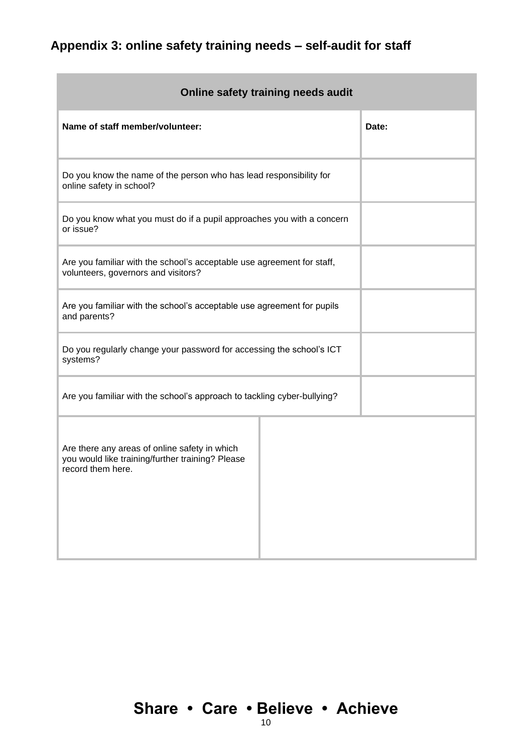## Appendix 3: online safety training needs – self-audit for staff

| Online safety training needs audit | |
|---|---|
| **Name of staff member/volunteer:** | **Date:** |
| Do you know the name of the person who has lead responsibility for online safety in school? | |
| Do you know what you must do if a pupil approaches you with a concern or issue? | |
| Are you familiar with the school's acceptable use agreement for staff, volunteers, governors and visitors? | |
| Are you familiar with the school's acceptable use agreement for pupils and parents? | |
| Do you regularly change your password for accessing the school's ICT systems? | |
| Are you familiar with the school's approach to tackling cyber-bullying? | |
| Are there any areas of online safety in which you would like training/further training? Please record them here. | |

**Share • Care • Believe • Achieve**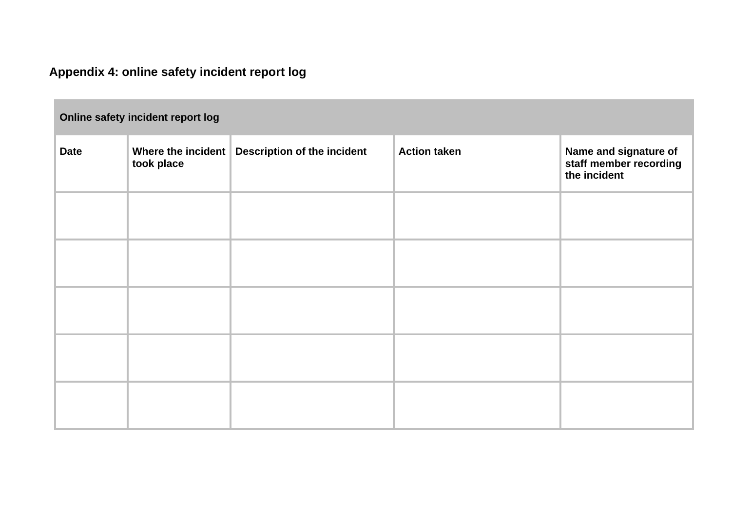**Appendix 4: online safety incident report log**

| Online safety incident report log | | | | |
|---|---|---|---|---|
| **Date** | **Where the incident took place** | **Description of the incident** | **Action taken** | **Name and signature of staff member recording the incident** |
| | | | | |
| | | | | |
| | | | | |
| | | | | |
| | | | | |